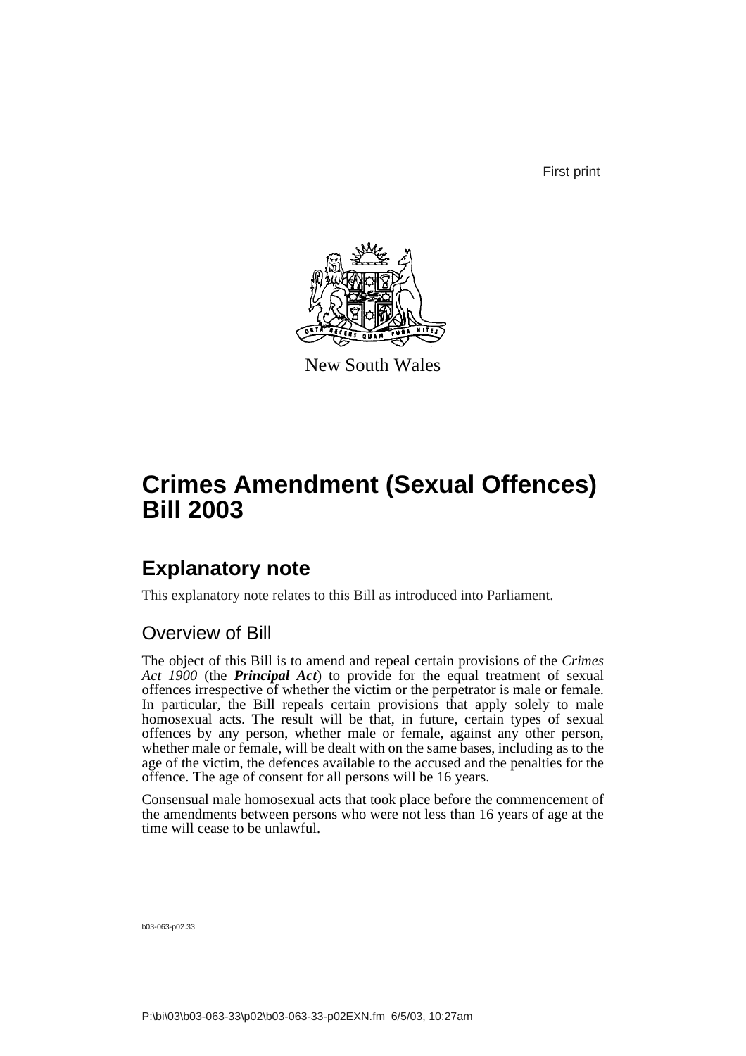First print

New South Wales

# Crimes Amendment (Sexual Offences) Bill 2003

## Explanatory note

This explanatory note relates to this Bill as introduced into Parliament.

### Overview of Bill

The object of this Bill is to amend and repeal certain provisions of the *Crimes Act 1900* (the ***Principal Act***) to provide for the equal treatment of sexual offences irrespective of whether the victim or the perpetrator is male or female. In particular, the Bill repeals certain provisions that apply solely to male homosexual acts. The result will be that, in future, certain types of sexual offences by any person, whether male or female, against any other person, whether male or female, will be dealt with on the same bases, including as to the age of the victim, the defences available to the accused and the penalties for the offence. The age of consent for all persons will be 16 years.

Consensual male homosexual acts that took place before the commencement of the amendments between persons who were not less than 16 years of age at the time will cease to be unlawful.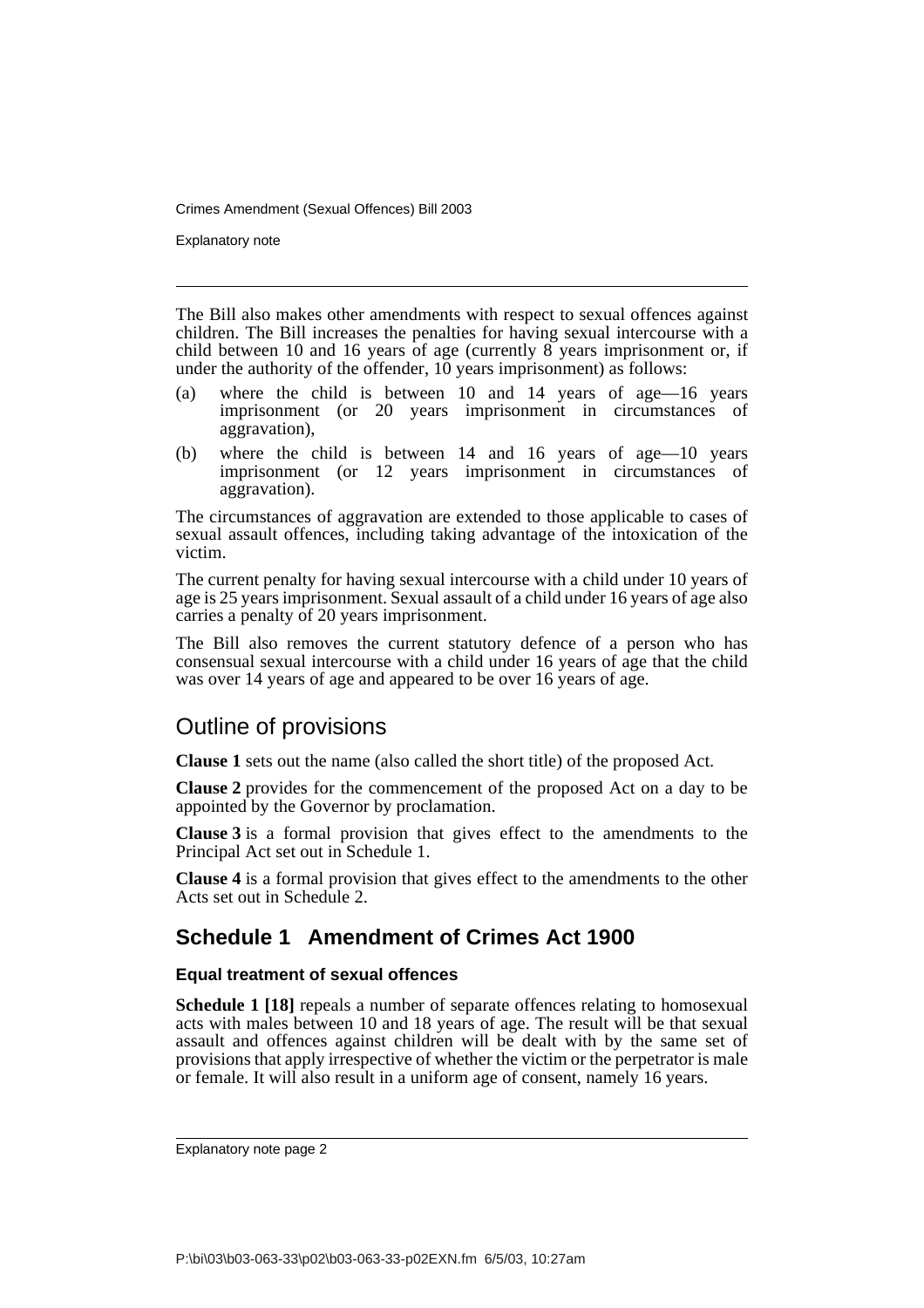The Bill also makes other amendments with respect to sexual offences against children. The Bill increases the penalties for having sexual intercourse with a child between 10 and 16 years of age (currently 8 years imprisonment or, if under the authority of the offender, 10 years imprisonment) as follows:

(a) where the child is between 10 and 14 years of age—16 years imprisonment (or 20 years imprisonment in circumstances of aggravation),

(b) where the child is between 14 and 16 years of age—10 years imprisonment (or 12 years imprisonment in circumstances of aggravation).

The circumstances of aggravation are extended to those applicable to cases of sexual assault offences, including taking advantage of the intoxication of the victim.

The current penalty for having sexual intercourse with a child under 10 years of age is 25 years imprisonment. Sexual assault of a child under 16 years of age also carries a penalty of 20 years imprisonment.

The Bill also removes the current statutory defence of a person who has consensual sexual intercourse with a child under 16 years of age that the child was over 14 years of age and appeared to be over 16 years of age.

## Outline of provisions

**Clause 1** sets out the name (also called the short title) of the proposed Act.

**Clause 2** provides for the commencement of the proposed Act on a day to be appointed by the Governor by proclamation.

**Clause 3** is a formal provision that gives effect to the amendments to the Principal Act set out in Schedule 1.

**Clause 4** is a formal provision that gives effect to the amendments to the other Acts set out in Schedule 2.

## Schedule 1 Amendment of Crimes Act 1900

#### Equal treatment of sexual offences

**Schedule 1 [18]** repeals a number of separate offences relating to homosexual acts with males between 10 and 18 years of age. The result will be that sexual assault and offences against children will be dealt with by the same set of provisions that apply irrespective of whether the victim or the perpetrator is male or female. It will also result in a uniform age of consent, namely 16 years.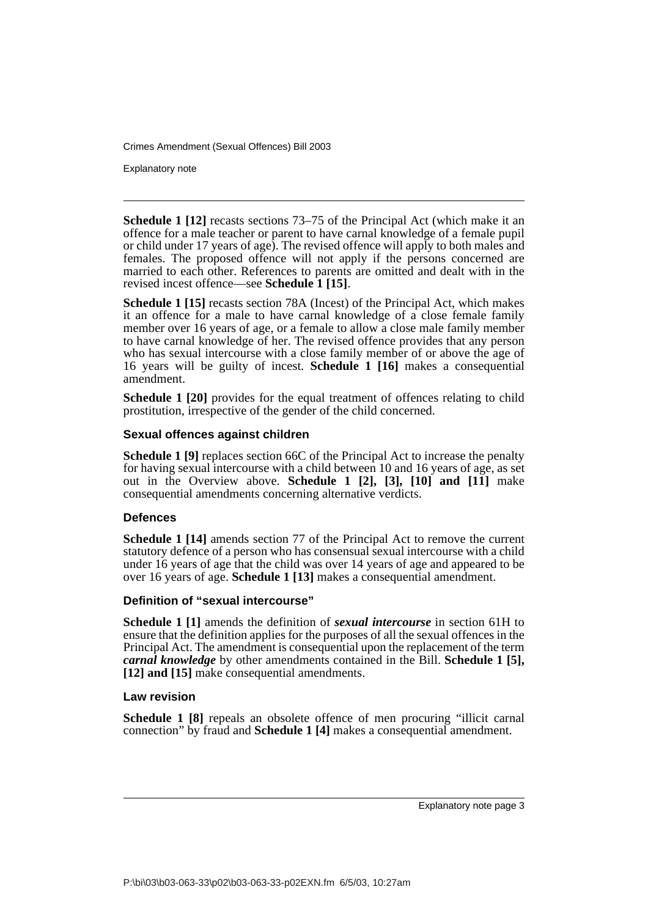**Schedule 1 [12]** recasts sections 73–75 of the Principal Act (which make it an offence for a male teacher or parent to have carnal knowledge of a female pupil or child under 17 years of age). The revised offence will apply to both males and females. The proposed offence will not apply if the persons concerned are married to each other. References to parents are omitted and dealt with in the revised incest offence—see **Schedule 1 [15]**.

**Schedule 1 [15]** recasts section 78A (Incest) of the Principal Act, which makes it an offence for a male to have carnal knowledge of a close female family member over 16 years of age, or a female to allow a close male family member to have carnal knowledge of her. The revised offence provides that any person who has sexual intercourse with a close family member of or above the age of 16 years will be guilty of incest. **Schedule 1 [16]** makes a consequential amendment.

**Schedule 1 [20]** provides for the equal treatment of offences relating to child prostitution, irrespective of the gender of the child concerned.

### Sexual offences against children

**Schedule 1 [9]** replaces section 66C of the Principal Act to increase the penalty for having sexual intercourse with a child between 10 and 16 years of age, as set out in the Overview above. **Schedule 1 [2], [3], [10] and [11]** make consequential amendments concerning alternative verdicts.

### Defences

**Schedule 1 [14]** amends section 77 of the Principal Act to remove the current statutory defence of a person who has consensual sexual intercourse with a child under 16 years of age that the child was over 14 years of age and appeared to be over 16 years of age. **Schedule 1 [13]** makes a consequential amendment.

### Definition of "sexual intercourse"

**Schedule 1 [1]** amends the definition of ***sexual intercourse*** in section 61H to ensure that the definition applies for the purposes of all the sexual offences in the Principal Act. The amendment is consequential upon the replacement of the term ***carnal knowledge*** by other amendments contained in the Bill. **Schedule 1 [5], [12] and [15]** make consequential amendments.

### Law revision

**Schedule 1 [8]** repeals an obsolete offence of men procuring "illicit carnal connection" by fraud and **Schedule 1 [4]** makes a consequential amendment.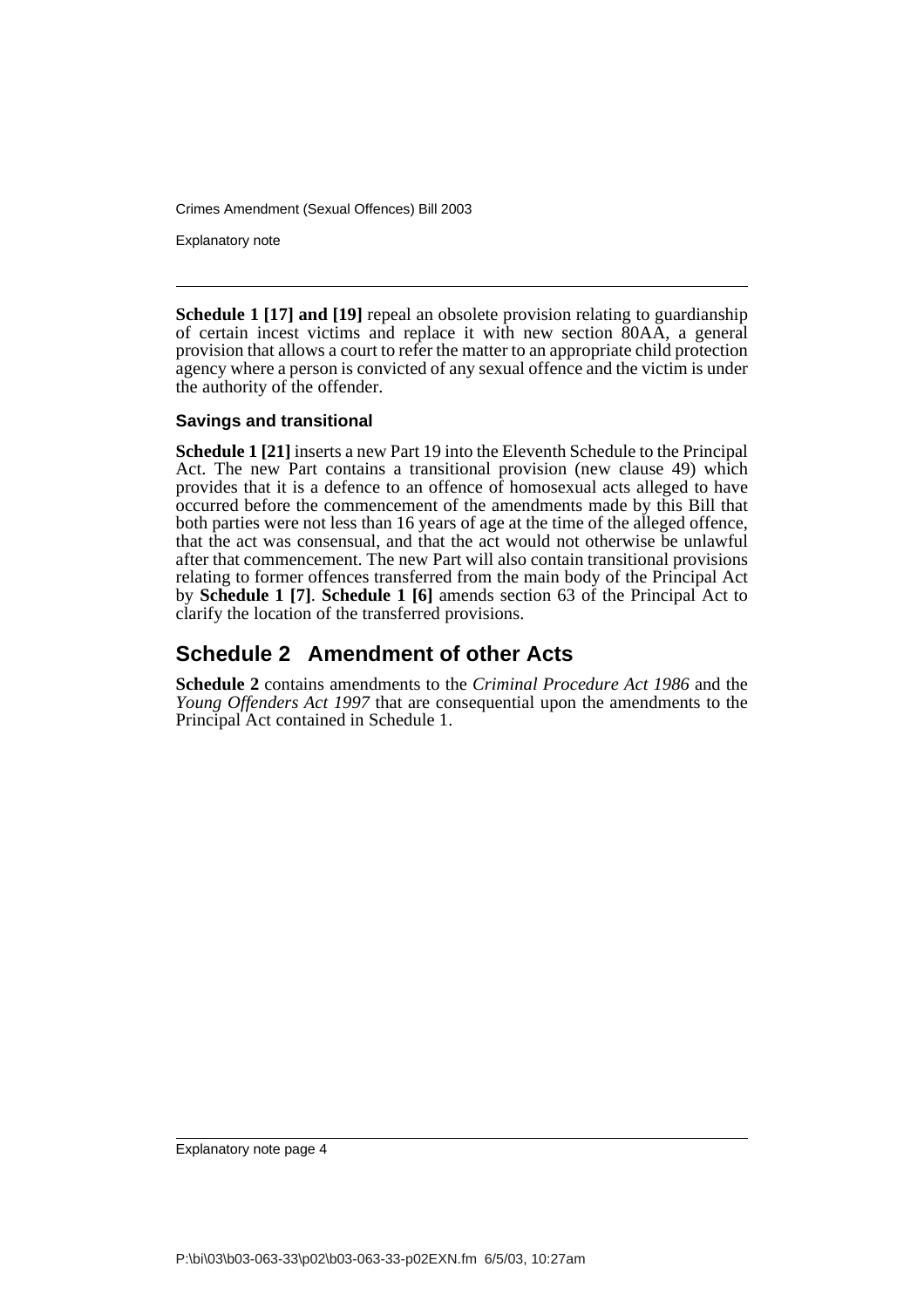**Schedule 1 [17] and [19]** repeal an obsolete provision relating to guardianship of certain incest victims and replace it with new section 80AA, a general provision that allows a court to refer the matter to an appropriate child protection agency where a person is convicted of any sexual offence and the victim is under the authority of the offender.

### Savings and transitional

**Schedule 1 [21]** inserts a new Part 19 into the Eleventh Schedule to the Principal Act. The new Part contains a transitional provision (new clause 49) which provides that it is a defence to an offence of homosexual acts alleged to have occurred before the commencement of the amendments made by this Bill that both parties were not less than 16 years of age at the time of the alleged offence, that the act was consensual, and that the act would not otherwise be unlawful after that commencement. The new Part will also contain transitional provisions relating to former offences transferred from the main body of the Principal Act by **Schedule 1 [7]**. **Schedule 1 [6]** amends section 63 of the Principal Act to clarify the location of the transferred provisions.

## Schedule 2 Amendment of other Acts

**Schedule 2** contains amendments to the *Criminal Procedure Act 1986* and the *Young Offenders Act 1997* that are consequential upon the amendments to the Principal Act contained in Schedule 1.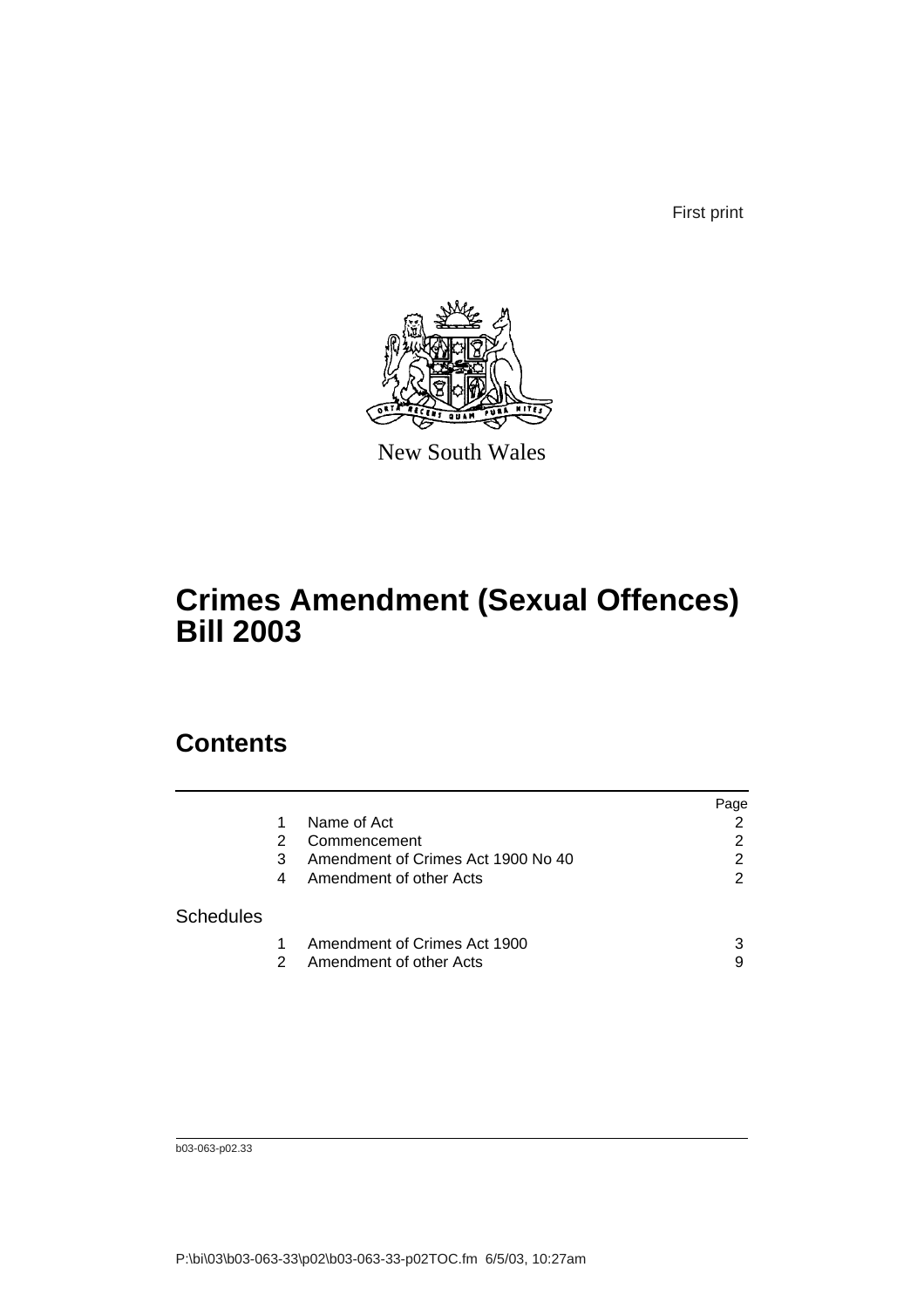First print

New South Wales

# Crimes Amendment (Sexual Offences) Bill 2003

## Contents

| | | | Page |
|---|---|---|---|
| | 1 | Name of Act | 2 |
| | 2 | Commencement | 2 |
| | 3 | Amendment of Crimes Act 1900 No 40 | 2 |
| | 4 | Amendment of other Acts | 2 |
| Schedules | | | |
| | 1 | Amendment of Crimes Act 1900 | 3 |
| | 2 | Amendment of other Acts | 9 |

b03-063-p02.33

P:\bi\03\b03-063-33\p02\b03-063-33-p02TOC.fm 6/5/03, 10:27am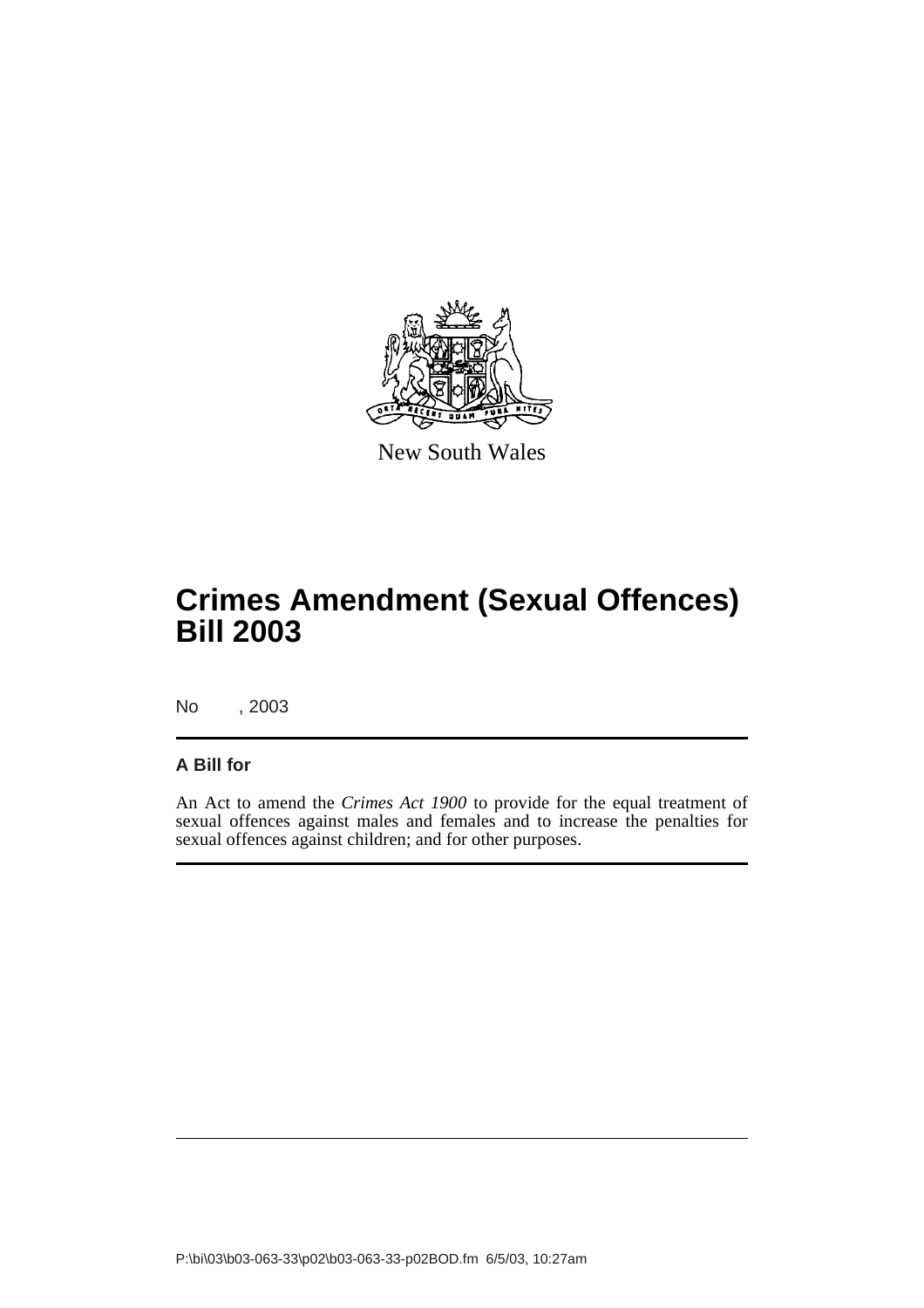New South Wales

# Crimes Amendment (Sexual Offences) Bill 2003

No , 2003

**A Bill for**

An Act to amend the *Crimes Act 1900* to provide for the equal treatment of sexual offences against males and females and to increase the penalties for sexual offences against children; and for other purposes.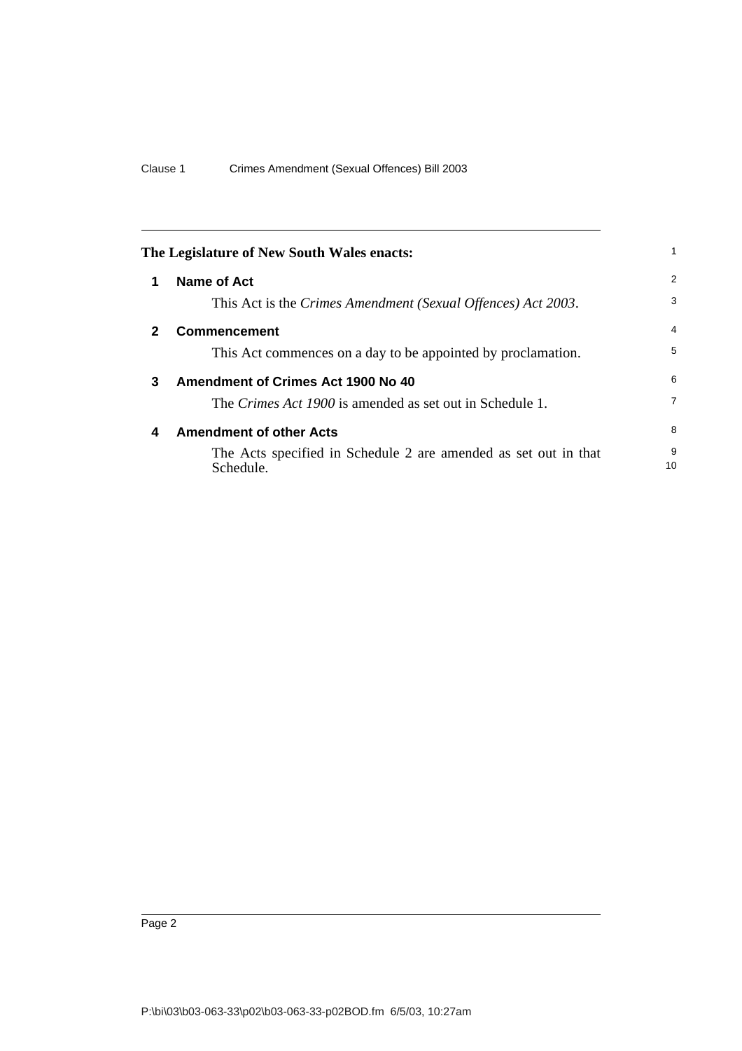**The Legislature of New South Wales enacts:**

## 1 Name of Act

This Act is the *Crimes Amendment (Sexual Offences) Act 2003*.

## 2 Commencement

This Act commences on a day to be appointed by proclamation.

## 3 Amendment of Crimes Act 1900 No 40

The *Crimes Act 1900* is amended as set out in Schedule 1.

## 4 Amendment of other Acts

The Acts specified in Schedule 2 are amended as set out in that Schedule.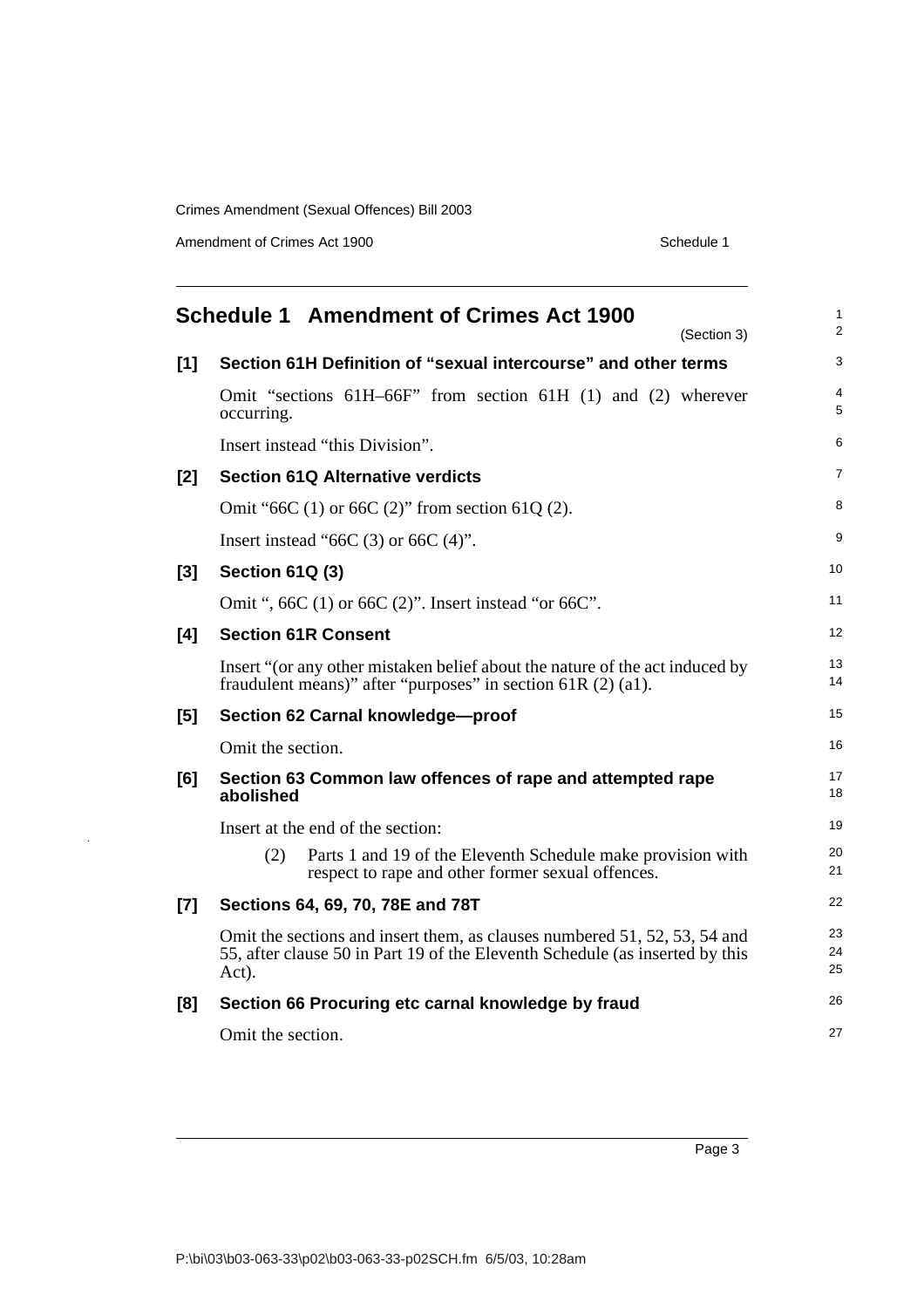## Schedule 1 Amendment of Crimes Act 1900

(Section 3)

**[1] Section 61H Definition of "sexual intercourse" and other terms**

Omit "sections 61H–66F" from section 61H (1) and (2) wherever occurring.

Insert instead "this Division".

**[2] Section 61Q Alternative verdicts**

Omit "66C (1) or 66C (2)" from section 61Q (2).

Insert instead "66C (3) or 66C (4)".

**[3] Section 61Q (3)**

Omit ", 66C (1) or 66C (2)". Insert instead "or 66C".

**[4] Section 61R Consent**

Insert "(or any other mistaken belief about the nature of the act induced by fraudulent means)" after "purposes" in section 61R (2) (a1).

**[5] Section 62 Carnal knowledge—proof**

Omit the section.

**[6] Section 63 Common law offences of rape and attempted rape abolished**

Insert at the end of the section:

(2) Parts 1 and 19 of the Eleventh Schedule make provision with respect to rape and other former sexual offences.

**[7] Sections 64, 69, 70, 78E and 78T**

Omit the sections and insert them, as clauses numbered 51, 52, 53, 54 and 55, after clause 50 in Part 19 of the Eleventh Schedule (as inserted by this Act).

**[8] Section 66 Procuring etc carnal knowledge by fraud**

Omit the section.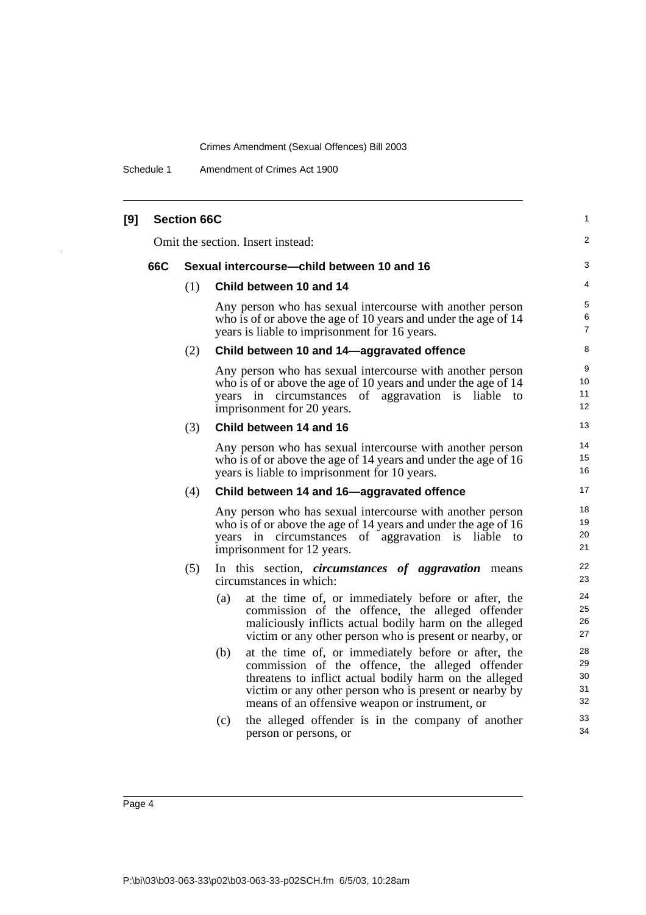**[9] Section 66C**

Omit the section. Insert instead:

**66C Sexual intercourse—child between 10 and 16**

(1) **Child between 10 and 14**

Any person who has sexual intercourse with another person who is of or above the age of 10 years and under the age of 14 years is liable to imprisonment for 16 years.

(2) **Child between 10 and 14—aggravated offence**

Any person who has sexual intercourse with another person who is of or above the age of 10 years and under the age of 14 years in circumstances of aggravation is liable to imprisonment for 20 years.

(3) **Child between 14 and 16**

Any person who has sexual intercourse with another person who is of or above the age of 14 years and under the age of 16 years is liable to imprisonment for 10 years.

(4) **Child between 14 and 16—aggravated offence**

Any person who has sexual intercourse with another person who is of or above the age of 14 years and under the age of 16 years in circumstances of aggravation is liable to imprisonment for 12 years.

(5) In this section, ***circumstances of aggravation*** means circumstances in which:

(a) at the time of, or immediately before or after, the commission of the offence, the alleged offender maliciously inflicts actual bodily harm on the alleged victim or any other person who is present or nearby, or

(b) at the time of, or immediately before or after, the commission of the offence, the alleged offender threatens to inflict actual bodily harm on the alleged victim or any other person who is present or nearby by means of an offensive weapon or instrument, or

(c) the alleged offender is in the company of another person or persons, or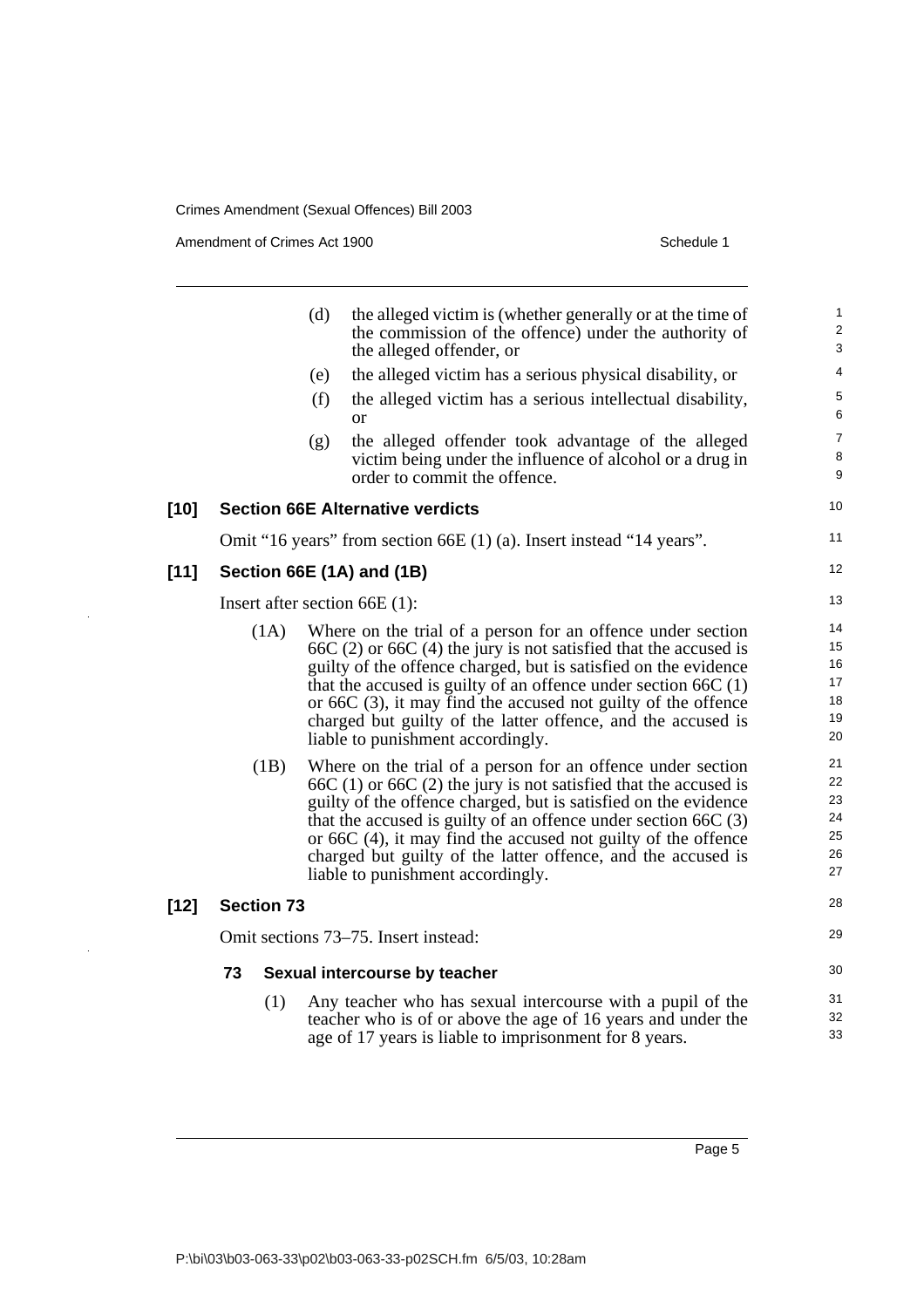(d) the alleged victim is (whether generally or at the time of the commission of the offence) under the authority of the alleged offender, or

(e) the alleged victim has a serious physical disability, or

(f) the alleged victim has a serious intellectual disability, or

(g) the alleged offender took advantage of the alleged victim being under the influence of alcohol or a drug in order to commit the offence.

### [10] Section 66E Alternative verdicts

Omit "16 years" from section 66E (1) (a). Insert instead "14 years".

### [11] Section 66E (1A) and (1B)

Insert after section 66E (1):

(1A) Where on the trial of a person for an offence under section 66C (2) or 66C (4) the jury is not satisfied that the accused is guilty of the offence charged, but is satisfied on the evidence that the accused is guilty of an offence under section 66C (1) or 66C (3), it may find the accused not guilty of the offence charged but guilty of the latter offence, and the accused is liable to punishment accordingly.

(1B) Where on the trial of a person for an offence under section 66C (1) or 66C (2) the jury is not satisfied that the accused is guilty of the offence charged, but is satisfied on the evidence that the accused is guilty of an offence under section 66C (3) or 66C (4), it may find the accused not guilty of the offence charged but guilty of the latter offence, and the accused is liable to punishment accordingly.

### [12] Section 73

Omit sections 73–75. Insert instead:

#### 73 Sexual intercourse by teacher

(1) Any teacher who has sexual intercourse with a pupil of the teacher who is of or above the age of 16 years and under the age of 17 years is liable to imprisonment for 8 years.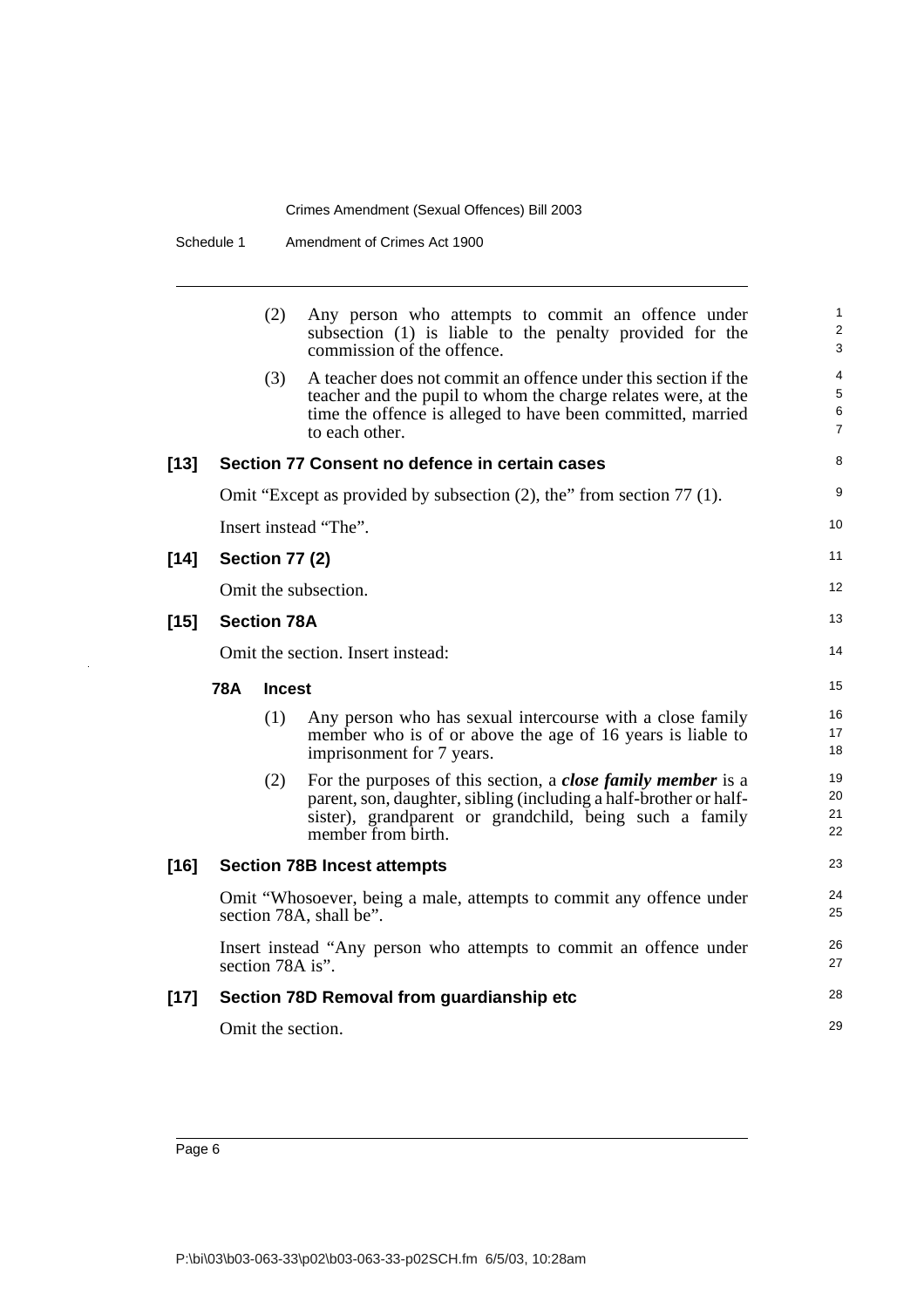(2) Any person who attempts to commit an offence under subsection (1) is liable to the penalty provided for the commission of the offence.

(3) A teacher does not commit an offence under this section if the teacher and the pupil to whom the charge relates were, at the time the offence is alleged to have been committed, married to each other.

**[13] Section 77 Consent no defence in certain cases**

Omit "Except as provided by subsection (2), the" from section 77 (1).

Insert instead "The".

**[14] Section 77 (2)**

Omit the subsection.

**[15] Section 78A**

Omit the section. Insert instead:

**78A Incest**

(1) Any person who has sexual intercourse with a close family member who is of or above the age of 16 years is liable to imprisonment for 7 years.

(2) For the purposes of this section, a ***close family member*** is a parent, son, daughter, sibling (including a half-brother or half-sister), grandparent or grandchild, being such a family member from birth.

**[16] Section 78B Incest attempts**

Omit "Whosoever, being a male, attempts to commit any offence under section 78A, shall be".

Insert instead "Any person who attempts to commit an offence under section 78A is".

**[17] Section 78D Removal from guardianship etc**

Omit the section.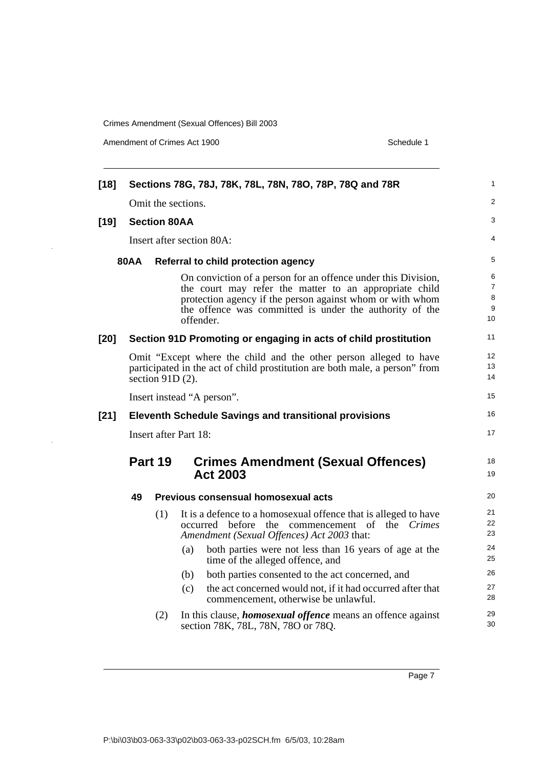**[18] Sections 78G, 78J, 78K, 78L, 78N, 78O, 78P, 78Q and 78R**

Omit the sections.

**[19] Section 80AA**

Insert after section 80A:

**80AA Referral to child protection agency**

On conviction of a person for an offence under this Division, the court may refer the matter to an appropriate child protection agency if the person against whom or with whom the offence was committed is under the authority of the offender.

**[20] Section 91D Promoting or engaging in acts of child prostitution**

Omit "Except where the child and the other person alleged to have participated in the act of child prostitution are both male, a person" from section 91D (2).

Insert instead "A person".

**[21] Eleventh Schedule Savings and transitional provisions**

Insert after Part 18:

## Part 19 Crimes Amendment (Sexual Offences) Act 2003

**49 Previous consensual homosexual acts**

(1) It is a defence to a homosexual offence that is alleged to have occurred before the commencement of the *Crimes Amendment (Sexual Offences) Act 2003* that:

(a) both parties were not less than 16 years of age at the time of the alleged offence, and

(b) both parties consented to the act concerned, and

(c) the act concerned would not, if it had occurred after that commencement, otherwise be unlawful.

(2) In this clause, ***homosexual offence*** means an offence against section 78K, 78L, 78N, 78O or 78Q.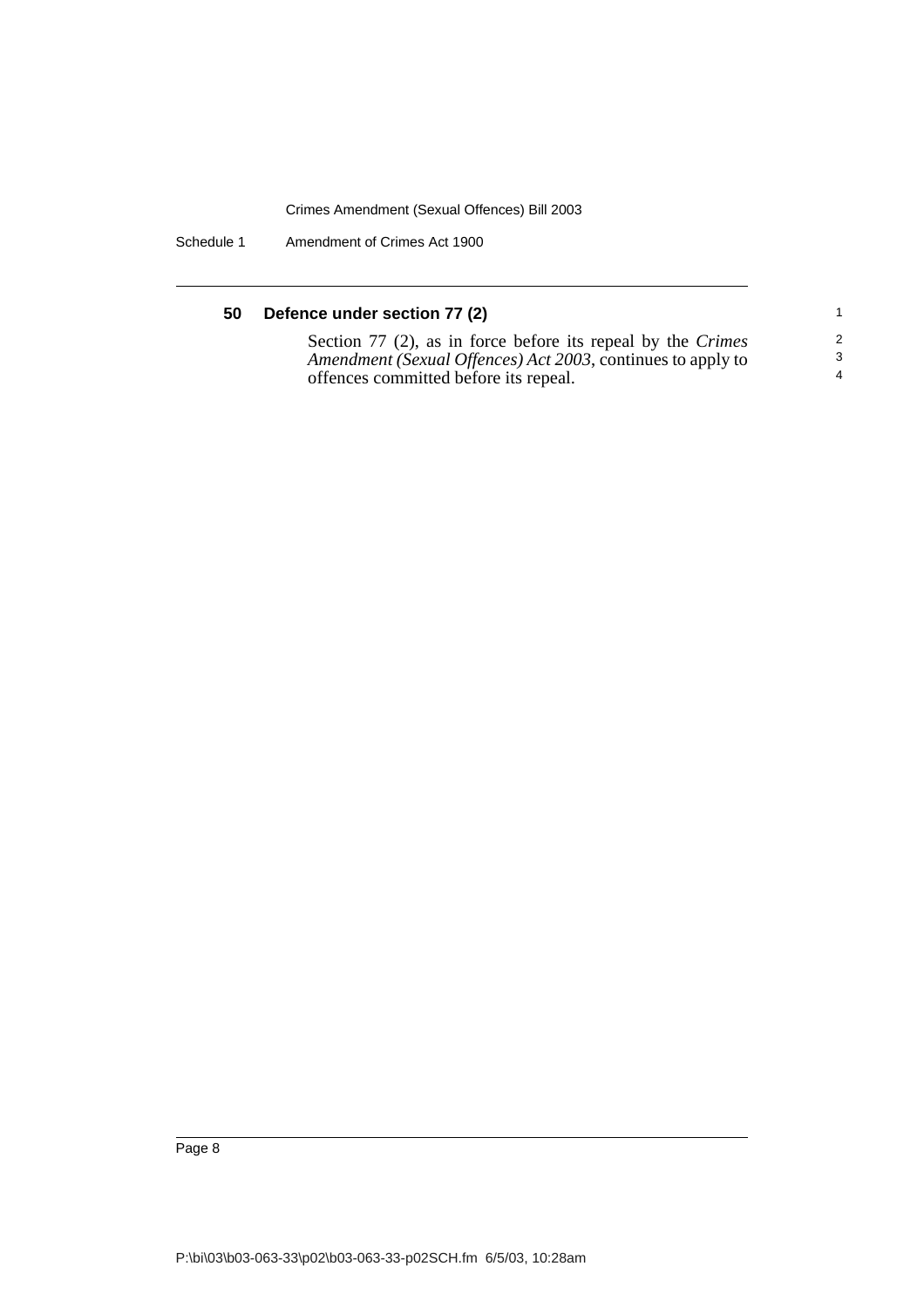## 50 Defence under section 77 (2)

Section 77 (2), as in force before its repeal by the *Crimes Amendment (Sexual Offences) Act 2003*, continues to apply to offences committed before its repeal.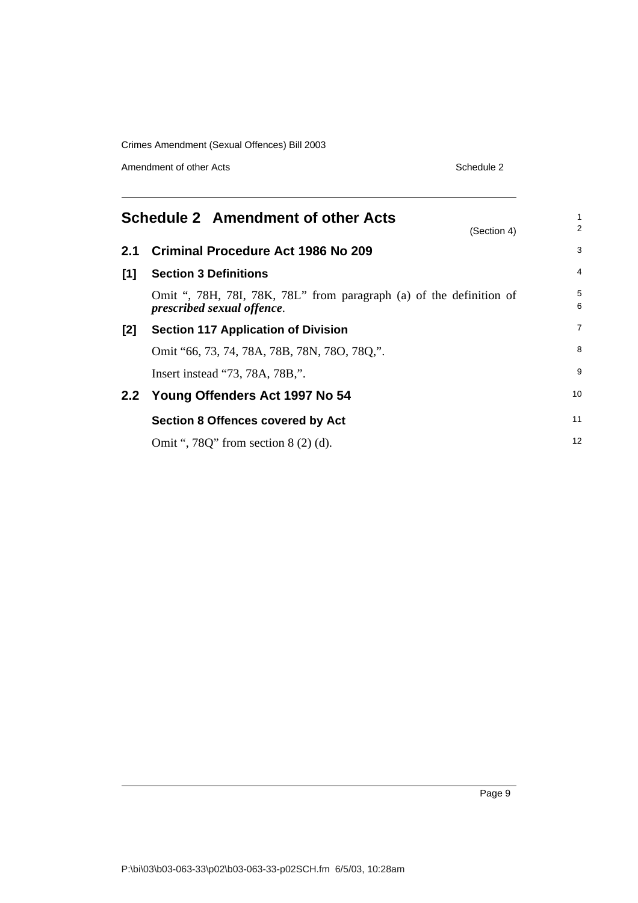## Schedule 2 Amendment of other Acts

(Section 4)

### 2.1 Criminal Procedure Act 1986 No 209

**[1] Section 3 Definitions**

Omit ", 78H, 78I, 78K, 78L" from paragraph (a) of the definition of ***prescribed sexual offence***.

**[2] Section 117 Application of Division**

Omit "66, 73, 74, 78A, 78B, 78N, 78O, 78Q,".

Insert instead "73, 78A, 78B,".

### 2.2 Young Offenders Act 1997 No 54

**Section 8 Offences covered by Act**

Omit ", 78Q" from section 8 (2) (d).